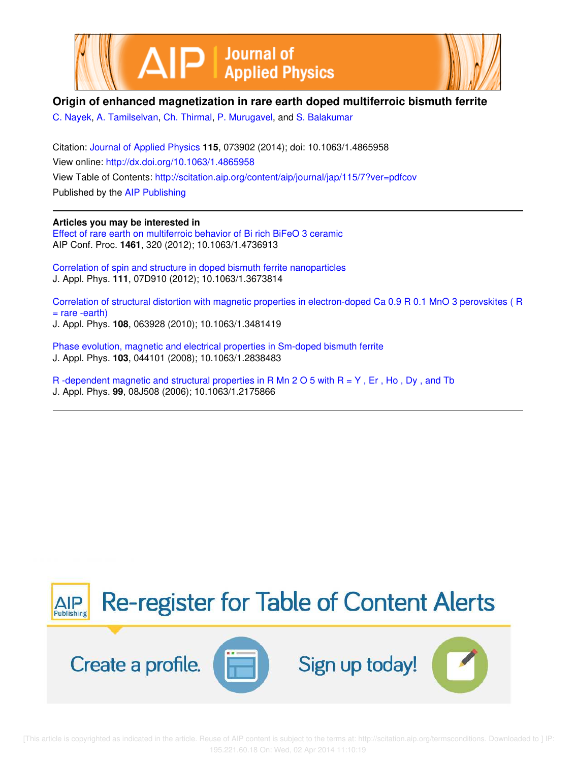# Origin of enhanced magnetization in rare earth doped multiferroic bismuth ferrite

C. Nayek, A. Tamilselvan, Ch. Thirmal, P. Murugavel, and S. Balakumar

Citation: Journal of Applied Physics **115**, 073902 (2014); doi: 10.1063/1.4865958

View online: http://dx.doi.org/10.1063/1.4865958

View Table of Contents: http://scitation.aip.org/content/aip/journal/jap/115/7?ver=pdfcov

Published by the AIP Publishing

**Articles you may be interested in**

Effect of rare earth on multiferroic behavior of Bi rich $BiFeO_3$ ceramic
AIP Conf. Proc. **1461**, 320 (2012); 10.1063/1.4736913

Correlation of spin and structure in doped bismuth ferrite nanoparticles
J. Appl. Phys. **111**, 07D910 (2012); 10.1063/1.3673814

Correlation of structural distortion with magnetic properties in electron-doped $Ca_{0.9}R_{0.1}MnO_3$ perovskites (R = rare -earth)
J. Appl. Phys. **108**, 063928 (2010); 10.1063/1.3481419

Phase evolution, magnetic and electrical properties in Sm-doped bismuth ferrite
J. Appl. Phys. **103**, 044101 (2008); 10.1063/1.2838483

R -dependent magnetic and structural properties in $RMn_2O_5$ with R = Y , Er , Ho , Dy , and Tb
J. Appl. Phys. **99**, 08J508 (2006); 10.1063/1.2175866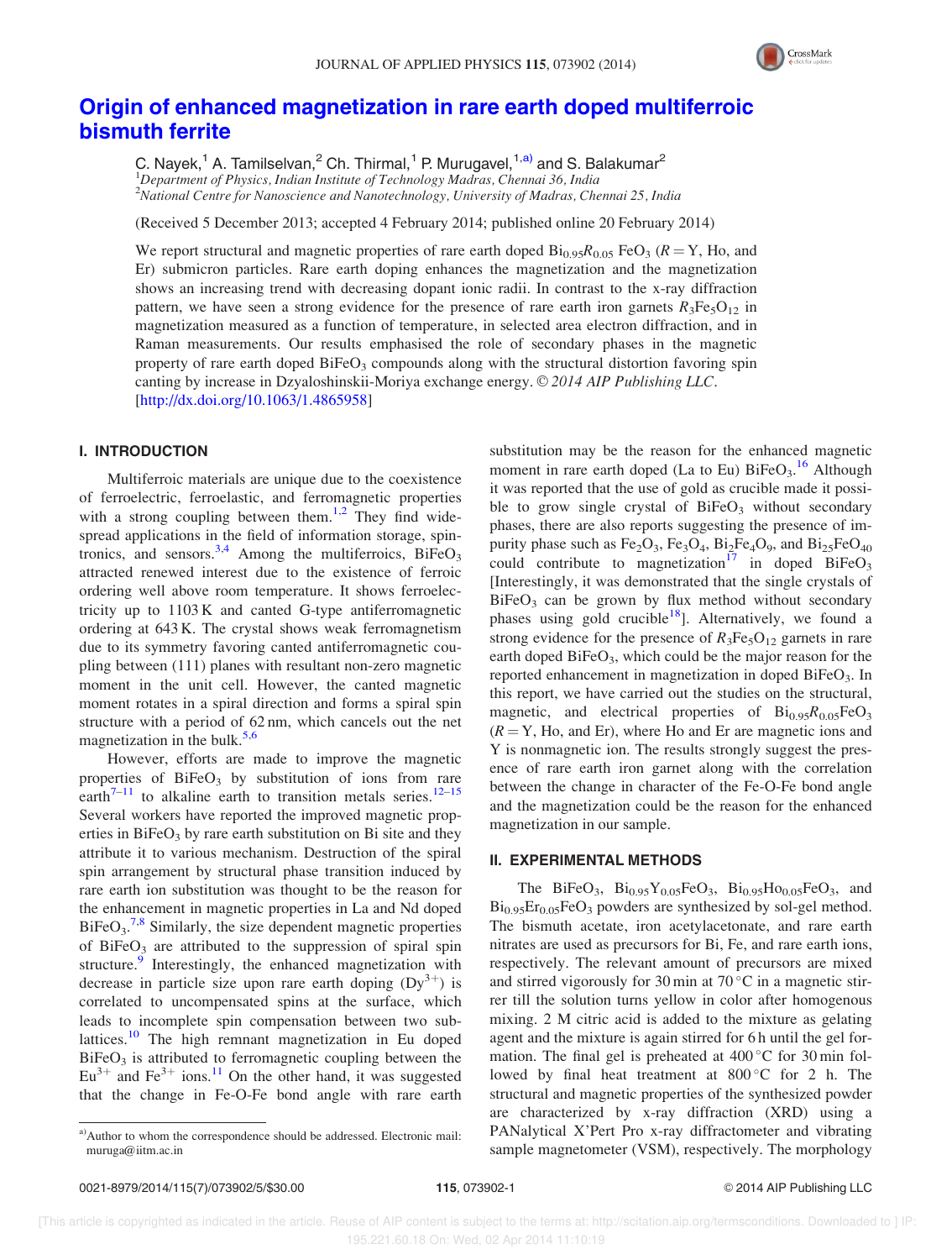# Origin of enhanced magnetization in rare earth doped multiferroic bismuth ferrite

C. Nayek,[1] A. Tamilselvan,[2] Ch. Thirmal,[1] P. Murugavel,[1,a)] and S. Balakumar[2]

[1]*Department of Physics, Indian Institute of Technology Madras, Chennai 36, India*
[2]*National Centre for Nanoscience and Nanotechnology, University of Madras, Chennai 25, India*

(Received 5 December 2013; accepted 4 February 2014; published online 20 February 2014)

We report structural and magnetic properties of rare earth doped $Bi_{0.95}R_{0.05}FeO_3$ ($R$ = Y, Ho, and Er) submicron particles. Rare earth doping enhances the magnetization and the magnetization shows an increasing trend with decreasing dopant ionic radii. In contrast to the x-ray diffraction pattern, we have seen a strong evidence for the presence of rare earth iron garnets $R_3Fe_5O_{12}$ in magnetization measured as a function of temperature, in selected area electron diffraction, and in Raman measurements. Our results emphasised the role of secondary phases in the magnetic property of rare earth doped $BiFeO_3$ compounds along with the structural distortion favoring spin canting by increase in Dzyaloshinskii-Moriya exchange energy. © *2014 AIP Publishing LLC*. [http://dx.doi.org/10.1063/1.4865958]

## I. INTRODUCTION

Multiferroic materials are unique due to the coexistence of ferroelectric, ferroelastic, and ferromagnetic properties with a strong coupling between them.[1,2] They find widespread applications in the field of information storage, spintronics, and sensors.[3,4] Among the multiferroics, $BiFeO_3$ attracted renewed interest due to the existence of ferroic ordering well above room temperature. It shows ferroelectricity up to 1103 K and canted G-type antiferromagnetic ordering at 643 K. The crystal shows weak ferromagnetism due to its symmetry favoring canted antiferromagnetic coupling between (111) planes with resultant non-zero magnetic moment in the unit cell. However, the canted magnetic moment rotates in a spiral direction and forms a spiral spin structure with a period of 62 nm, which cancels out the net magnetization in the bulk.[5,6]

However, efforts are made to improve the magnetic properties of $BiFeO_3$ by substitution of ions from rare earth[7–11] to alkaline earth to transition metals series.[12–15] Several workers have reported the improved magnetic properties in $BiFeO_3$ by rare earth substitution on Bi site and they attribute it to various mechanism. Destruction of the spiral spin arrangement by structural phase transition induced by rare earth ion substitution was thought to be the reason for the enhancement in magnetic properties in La and Nd doped $BiFeO_3$.[7,8] Similarly, the size dependent magnetic properties of $BiFeO_3$ are attributed to the suppression of spiral spin structure.[9] Interestingly, the enhanced magnetization with decrease in particle size upon rare earth doping ($Dy^{3+}$) is correlated to uncompensated spins at the surface, which leads to incomplete spin compensation between two sublattices.[10] The high remnant magnetization in Eu doped $BiFeO_3$ is attributed to ferromagnetic coupling between the $Eu^{3+}$ and $Fe^{3+}$ ions.[11] On the other hand, it was suggested that the change in Fe-O-Fe bond angle with rare earth substitution may be the reason for the enhanced magnetic moment in rare earth doped (La to Eu) $BiFeO_3$.[16] Although it was reported that the use of gold as crucible made it possible to grow single crystal of $BiFeO_3$ without secondary phases, there are also reports suggesting the presence of impurity phase such as $Fe_2O_3$, $Fe_3O_4$, $Bi_2Fe_4O_9$, and $Bi_{25}FeO_{40}$ could contribute to magnetization[17] in doped $BiFeO_3$ [Interestingly, it was demonstrated that the single crystals of $BiFeO_3$ can be grown by flux method without secondary phases using gold crucible[18]]. Alternatively, we found a strong evidence for the presence of $R_3Fe_5O_{12}$ garnets in rare earth doped $BiFeO_3$, which could be the major reason for the reported enhancement in magnetization in doped $BiFeO_3$. In this report, we have carried out the studies on the structural, magnetic, and electrical properties of $Bi_{0.95}R_{0.05}FeO_3$ ($R$ = Y, Ho, and Er), where Ho and Er are magnetic ions and Y is nonmagnetic ion. The results strongly suggest the presence of rare earth iron garnet along with the correlation between the change in character of the Fe-O-Fe bond angle and the magnetization could be the reason for the enhanced magnetization in our sample.

## II. EXPERIMENTAL METHODS

The $BiFeO_3$, $Bi_{0.95}Y_{0.05}FeO_3$, $Bi_{0.95}Ho_{0.05}FeO_3$, and $Bi_{0.95}Er_{0.05}FeO_3$ powders are synthesized by sol-gel method. The bismuth acetate, iron acetylacetonate, and rare earth nitrates are used as precursors for Bi, Fe, and rare earth ions, respectively. The relevant amount of precursors are mixed and stirred vigorously for 30 min at 70 °C in a magnetic stirrer till the solution turns yellow in color after homogenous mixing. 2 M citric acid is added to the mixture as gelating agent and the mixture is again stirred for 6 h until the gel formation. The final gel is preheated at 400 °C for 30 min followed by final heat treatment at 800 °C for 2 h. The structural and magnetic properties of the synthesized powder are characterized by x-ray diffraction (XRD) using a PANalytical X'Pert Pro x-ray diffractometer and vibrating sample magnetometer (VSM), respectively. The morphology

a)Author to whom the correspondence should be addressed. Electronic mail: muruga@iitm.ac.in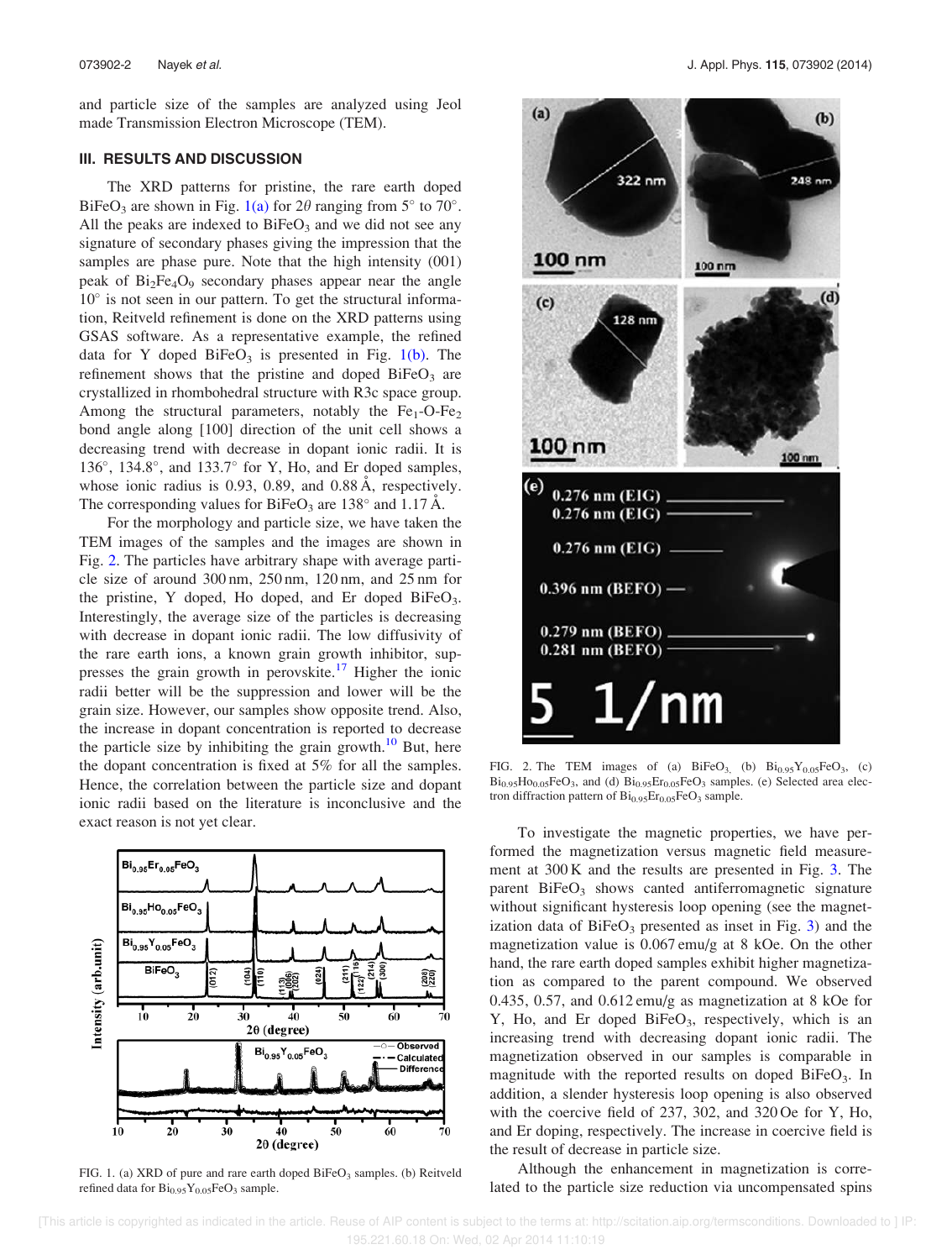and particle size of the samples are analyzed using Jeol made Transmission Electron Microscope (TEM).

## III. RESULTS AND DISCUSSION

The XRD patterns for pristine, the rare earth doped $BiFeO_3$ are shown in Fig. 1(a) for $2\theta$ ranging from 5° to 70°. All the peaks are indexed to $BiFeO_3$ and we did not see any signature of secondary phases giving the impression that the samples are phase pure. Note that the high intensity (001) peak of $Bi_2Fe_4O_9$ secondary phases appear near the angle 10° is not seen in our pattern. To get the structural information, Reitveld refinement is done on the XRD patterns using GSAS software. As a representative example, the refined data for Y doped $BiFeO_3$ is presented in Fig. 1(b). The refinement shows that the pristine and doped $BiFeO_3$ are crystallized in rhombohedral structure with R3c space group. Among the structural parameters, notably the $Fe_1$-O-$Fe_2$ bond angle along [100] direction of the unit cell shows a decreasing trend with decrease in dopant ionic radii. It is 136°, 134.8°, and 133.7° for Y, Ho, and Er doped samples, whose ionic radius is 0.93, 0.89, and 0.88 Å, respectively. The corresponding values for $BiFeO_3$ are 138° and 1.17 Å.

For the morphology and particle size, we have taken the TEM images of the samples and the images are shown in Fig. 2. The particles have arbitrary shape with average particle size of around 300 nm, 250 nm, 120 nm, and 25 nm for the pristine, Y doped, Ho doped, and Er doped $BiFeO_3$. Interestingly, the average size of the particles is decreasing with decrease in dopant ionic radii. The low diffusivity of the rare earth ions, a known grain growth inhibitor, suppresses the grain growth in perovskite.[17] Higher the ionic radii better will be the suppression and lower will be the grain size. However, our samples show opposite trend. Also, the increase in dopant concentration is reported to decrease the particle size by inhibiting the grain growth.[10] But, here the dopant concentration is fixed at 5% for all the samples. Hence, the correlation between the particle size and dopant ionic radii based on the literature is inconclusive and the exact reason is not yet clear.

FIG. 1. (a) XRD of pure and rare earth doped $BiFeO_3$ samples. (b) Reitveld refined data for $Bi_{0.95}Y_{0.05}FeO_3$ sample.

FIG. 2. The TEM images of (a) $BiFeO_3$, (b) $Bi_{0.95}Y_{0.05}FeO_3$, (c) $Bi_{0.95}Ho_{0.05}FeO_3$, and (d) $Bi_{0.95}Er_{0.05}FeO_3$ samples. (e) Selected area electron diffraction pattern of $Bi_{0.95}Er_{0.05}FeO_3$ sample.

To investigate the magnetic properties, we have performed the magnetization versus magnetic field measurement at 300 K and the results are presented in Fig. 3. The parent $BiFeO_3$ shows canted antiferromagnetic signature without significant hysteresis loop opening (see the magnetization data of $BiFeO_3$ presented as inset in Fig. 3) and the magnetization value is 0.067 emu/g at 8 kOe. On the other hand, the rare earth doped samples exhibit higher magnetization as compared to the parent compound. We observed 0.435, 0.57, and 0.612 emu/g as magnetization at 8 kOe for Y, Ho, and Er doped $BiFeO_3$, respectively, which is an increasing trend with decreasing dopant ionic radii. The magnetization observed in our samples is comparable in magnitude with the reported results on doped $BiFeO_3$. In addition, a slender hysteresis loop opening is also observed with the coercive field of 237, 302, and 320 Oe for Y, Ho, and Er doping, respectively. The increase in coercive field is the result of decrease in particle size.

Although the enhancement in magnetization is correlated to the particle size reduction via uncompensated spins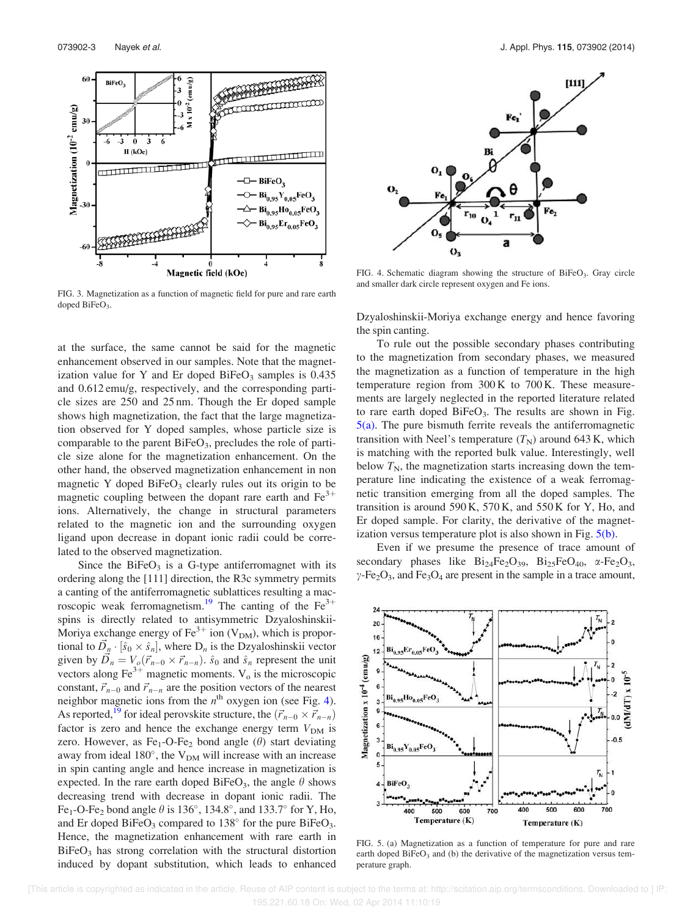FIG. 3. Magnetization as a function of magnetic field for pure and rare earth doped $BiFeO_3$.

at the surface, the same cannot be said for the magnetic enhancement observed in our samples. Note that the magnetization value for Y and Er doped $BiFeO_3$ samples is 0.435 and 0.612 emu/g, respectively, and the corresponding particle sizes are 250 and 25 nm. Though the Er doped sample shows high magnetization, the fact that the large magnetization observed for Y doped samples, whose particle size is comparable to the parent $BiFeO_3$, precludes the role of particle size alone for the magnetization enhancement. On the other hand, the observed magnetization enhancement in non magnetic Y doped $BiFeO_3$ clearly rules out its origin to be magnetic coupling between the dopant rare earth and $Fe^{3+}$ ions. Alternatively, the change in structural parameters related to the magnetic ion and the surrounding oxygen ligand upon decrease in dopant ionic radii could be correlated to the observed magnetization.

Since the $BiFeO_3$ is a G-type antiferromagnet with its ordering along the [111] direction, the R3c symmetry permits a canting of the antiferromagnetic sublattices resulting a macroscopic weak ferromagnetism.[19] The canting of the $Fe^{3+}$ spins is directly related to antisymmetric Dzyaloshinskii-Moriya exchange energy of $Fe^{3+}$ ion ($V_{DM}$), which is proportional to $\vec{D}_n \cdot [\hat{s}_0 \times \hat{s}_n]$, where $D_n$ is the Dzyaloshinskii vector given by $\vec{D}_n = V_o(\vec{r}_{n-0} \times \vec{r}_{n-n})$. $\hat{s}_0$ and $\hat{s}_n$ represent the unit vectors along $Fe^{3+}$ magnetic moments. $V_o$ is the microscopic constant, $\vec{r}_{n-0}$ and $\vec{r}_{n-n}$ are the position vectors of the nearest neighbor magnetic ions from the $n^{th}$ oxygen ion (see Fig. 4). As reported,[19] for ideal perovskite structure, the $(\vec{r}_{n-0} \times \vec{r}_{n-n})$ factor is zero and hence the exchange energy term $V_{DM}$ is zero. However, as $Fe_1$-O-$Fe_2$ bond angle ($\theta$) start deviating away from ideal 180°, the $V_{DM}$ will increase with an increase in spin canting angle and hence increase in magnetization is expected. In the rare earth doped $BiFeO_3$, the angle $\theta$ shows decreasing trend with decrease in dopant ionic radii. The $Fe_1$-O-$Fe_2$ bond angle $\theta$ is 136°, 134.8°, and 133.7° for Y, Ho, and Er doped $BiFeO_3$ compared to 138° for the pure $BiFeO_3$. Hence, the magnetization enhancement with rare earth in $BiFeO_3$ has strong correlation with the structural distortion induced by dopant substitution, which leads to enhanced Dzyaloshinskii-Moriya exchange energy and hence favoring the spin canting.

FIG. 4. Schematic diagram showing the structure of $BiFeO_3$. Gray circle and smaller dark circle represent oxygen and Fe ions.

To rule out the possible secondary phases contributing to the magnetization from secondary phases, we measured the magnetization as a function of temperature in the high temperature region from 300 K to 700 K. These measurements are largely neglected in the reported literature related to rare earth doped $BiFeO_3$. The results are shown in Fig. 5(a). The pure bismuth ferrite reveals the antiferromagnetic transition with Neel's temperature ($T_N$) around 643 K, which is matching with the reported bulk value. Interestingly, well below $T_N$, the magnetization starts increasing down the temperature line indicating the existence of a weak ferromagnetic transition emerging from all the doped samples. The transition is around 590 K, 570 K, and 550 K for Y, Ho, and Er doped sample. For clarity, the derivative of the magnetization versus temperature plot is also shown in Fig. 5(b).

Even if we presume the presence of trace amount of secondary phases like $Bi_{24}Fe_2O_{39}$, $Bi_{25}FeO_{40}$, $\alpha$-$Fe_2O_3$, $\gamma$-$Fe_2O_3$, and $Fe_3O_4$ are present in the sample in a trace amount,

FIG. 5. (a) Magnetization as a function of temperature for pure and rare earth doped $BiFeO_3$ and (b) the derivative of the magnetization versus temperature graph.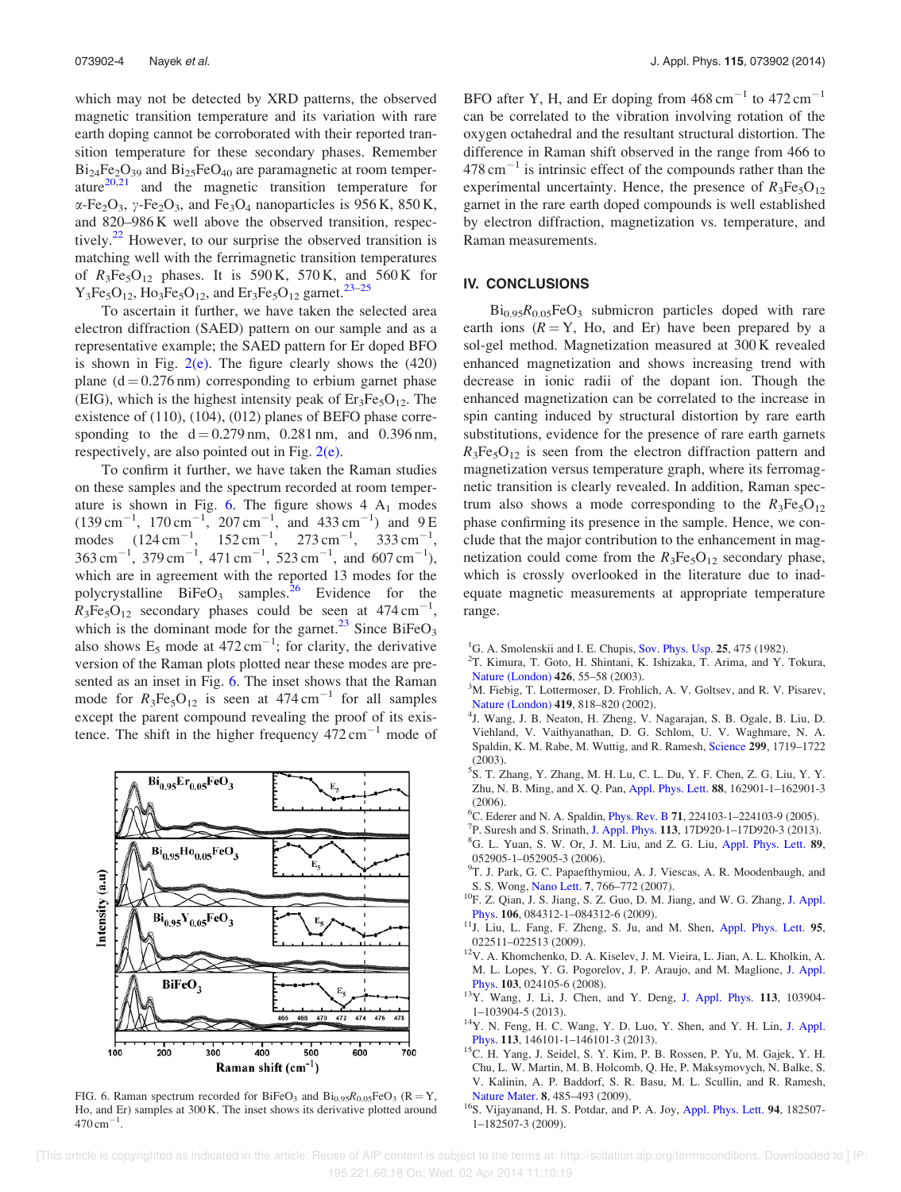which may not be detected by XRD patterns, the observed magnetic transition temperature and its variation with rare earth doping cannot be corroborated with their reported transition temperature for these secondary phases. Remember $Bi_{24}Fe_2O_{39}$ and $Bi_{25}FeO_{40}$ are paramagnetic at room temperature[20,21] and the magnetic transition temperature for $\alpha$-$Fe_2O_3$, $\gamma$-$Fe_2O_3$, and $Fe_3O_4$ nanoparticles is 956 K, 850 K, and 820–986 K well above the observed transition, respectively.[22] However, to our surprise the observed transition is matching well with the ferrimagnetic transition temperatures of $R_3Fe_5O_{12}$ phases. It is 590 K, 570 K, and 560 K for $Y_3Fe_5O_{12}$, $Ho_3Fe_5O_{12}$, and $Er_3Fe_5O_{12}$ garnet.[23–25]

To ascertain it further, we have taken the selected area electron diffraction (SAED) pattern on our sample and as a representative example; the SAED pattern for Er doped BFO is shown in Fig. 2(e). The figure clearly shows the (420) plane (d = 0.276 nm) corresponding to erbium garnet phase (EIG), which is the highest intensity peak of $Er_3Fe_5O_{12}$. The existence of (110), (104), (012) planes of BEFO phase corresponding to the d = 0.279 nm, 0.281 nm, and 0.396 nm, respectively, are also pointed out in Fig. 2(e).

To confirm it further, we have taken the Raman studies on these samples and the spectrum recorded at room temperature is shown in Fig. 6. The figure shows 4 $A_1$ modes (139 $cm^{-1}$, 170 $cm^{-1}$, 207 $cm^{-1}$, and 433 $cm^{-1}$) and 9 E modes (124 $cm^{-1}$, 152 $cm^{-1}$, 273 $cm^{-1}$, 333 $cm^{-1}$, 363 $cm^{-1}$, 379 $cm^{-1}$, 471 $cm^{-1}$, 523 $cm^{-1}$, and 607 $cm^{-1}$), which are in agreement with the reported 13 modes for the polycrystalline $BiFeO_3$ samples.[26] Evidence for the $R_3Fe_5O_{12}$ secondary phases could be seen at 474 $cm^{-1}$, which is the dominant mode for the garnet.[23] Since $BiFeO_3$ also shows $E_5$ mode at 472 $cm^{-1}$; for clarity, the derivative version of the Raman plots plotted near these modes are presented as an inset in Fig. 6. The inset shows that the Raman mode for $R_3Fe_5O_{12}$ is seen at 474 $cm^{-1}$ for all samples except the parent compound revealing the proof of its existence. The shift in the higher frequency 472 $cm^{-1}$ mode of BFO after Y, H, and Er doping from 468 $cm^{-1}$ to 472 $cm^{-1}$ can be correlated to the vibration involving rotation of the oxygen octahedral and the resultant structural distortion. The difference in Raman shift observed in the range from 466 to 478 $cm^{-1}$ is intrinsic effect of the compounds rather than the experimental uncertainty. Hence, the presence of $R_3Fe_5O_{12}$ garnet in the rare earth doped compounds is well established by electron diffraction, magnetization vs. temperature, and Raman measurements.

FIG. 6. Raman spectrum recorded for $BiFeO_3$ and $Bi_{0.95}R_{0.05}FeO_3$ (R = Y, Ho, and Er) samples at 300 K. The inset shows its derivative plotted around 470 $cm^{-1}$.

## IV. CONCLUSIONS

$Bi_{0.95}R_{0.05}FeO_3$ submicron particles doped with rare earth ions (R = Y, Ho, and Er) have been prepared by a sol-gel method. Magnetization measured at 300 K revealed enhanced magnetization and shows increasing trend with decrease in ionic radii of the dopant ion. Though the enhanced magnetization can be correlated to the increase in spin canting induced by structural distortion by rare earth substitutions, evidence for the presence of rare earth garnets $R_3Fe_5O_{12}$ is seen from the electron diffraction pattern and magnetization versus temperature graph, where its ferromagnetic transition is clearly revealed. In addition, Raman spectrum also shows a mode corresponding to the $R_3Fe_5O_{12}$ phase confirming its presence in the sample. Hence, we conclude that the major contribution to the enhancement in magnetization could come from the $R_3Fe_5O_{12}$ secondary phase, which is crossly overlooked in the literature due to inadequate magnetic measurements at appropriate temperature range.

[1] G. A. Smolenskii and I. E. Chupis, Sov. Phys. Usp. 25, 475 (1982).
[2] T. Kimura, T. Goto, H. Shintani, K. Ishizaka, T. Arima, and Y. Tokura, Nature (London) 426, 55–58 (2003).
[3] M. Fiebig, T. Lottermoser, D. Frohlich, A. V. Goltsev, and R. V. Pisarev, Nature (London) 419, 818–820 (2002).
[4] J. Wang, J. B. Neaton, H. Zheng, V. Nagarajan, S. B. Ogale, B. Liu, D. Viehland, V. Vaithyanathan, D. G. Schlom, U. V. Waghmare, N. A. Spaldin, K. M. Rabe, M. Wuttig, and R. Ramesh, Science 299, 1719–1722 (2003).
[5] S. T. Zhang, Y. Zhang, M. H. Lu, C. L. Du, Y. F. Chen, Z. G. Liu, Y. Y. Zhu, N. B. Ming, and X. Q. Pan, Appl. Phys. Lett. 88, 162901-1–162901-3 (2006).
[6] C. Ederer and N. A. Spaldin, Phys. Rev. B 71, 224103-1–224103-9 (2005).
[7] P. Suresh and S. Srinath, J. Appl. Phys. 113, 17D920-1–17D920-3 (2013).
[8] G. L. Yuan, S. W. Or, J. M. Liu, and Z. G. Liu, Appl. Phys. Lett. 89, 052905-1–052905-3 (2006).
[9] T. J. Park, G. C. Papaefthymiou, A. J. Viescas, A. R. Moodenbaugh, and S. S. Wong, Nano Lett. 7, 766–772 (2007).
[10] F. Z. Qian, J. S. Jiang, S. Z. Guo, D. M. Jiang, and W. G. Zhang, J. Appl. Phys. 106, 084312-1–084312-6 (2009).
[11] J. Liu, L. Fang, F. Zheng, S. Ju, and M. Shen, Appl. Phys. Lett. 95, 022511–022513 (2009).
[12] V. A. Khomchenko, D. A. Kiselev, J. M. Vieira, L. Jian, A. L. Kholkin, A. M. L. Lopes, Y. G. Pogorelov, J. P. Araujo, and M. Maglione, J. Appl. Phys. 103, 024105-6 (2008).
[13] Y. Wang, J. Li, J. Chen, and Y. Deng, J. Appl. Phys. 113, 103904-1–103904-5 (2013).
[14] Y. N. Feng, H. C. Wang, Y. D. Luo, Y. Shen, and Y. H. Lin, J. Appl. Phys. 113, 146101-1–146101-3 (2013).
[15] C. H. Yang, J. Seidel, S. Y. Kim, P. B. Rossen, P. Yu, M. Gajek, Y. H. Chu, L. W. Martin, M. B. Holcomb, Q. He, P. Maksymovych, N. Balke, S. V. Kalinin, A. P. Baddorf, S. R. Basu, M. L. Scullin, and R. Ramesh, Nature Mater. 8, 485–493 (2009).
[16] S. Vijayanand, H. S. Potdar, and P. A. Joy, Appl. Phys. Lett. 94, 182507-1–182507-3 (2009).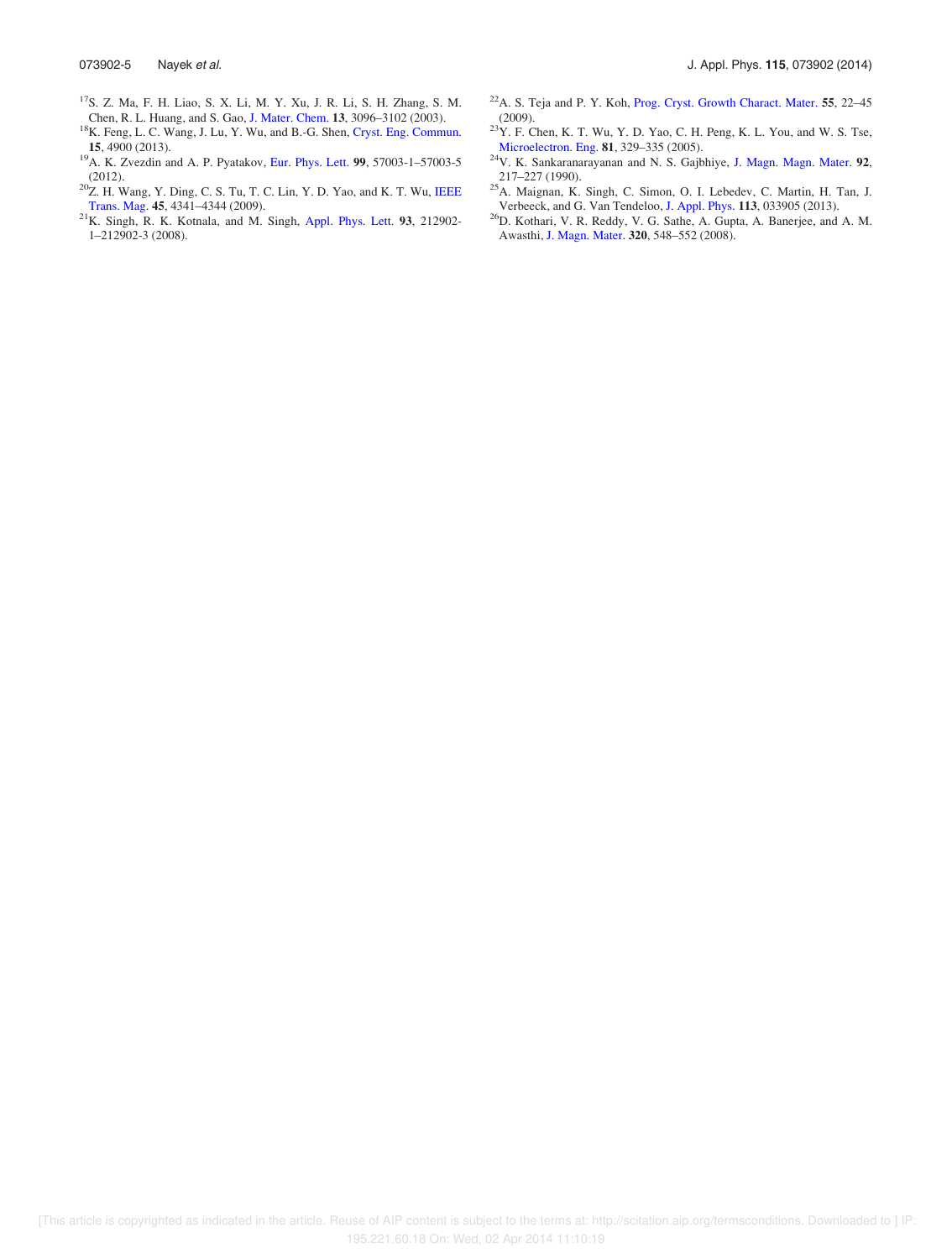[17]S. Z. Ma, F. H. Liao, S. X. Li, M. Y. Xu, J. R. Li, S. H. Zhang, S. M. Chen, R. L. Huang, and S. Gao, J. Mater. Chem. **13**, 3096–3102 (2003).

[18]K. Feng, L. C. Wang, J. Lu, Y. Wu, and B.-G. Shen, Cryst. Eng. Commun. **15**, 4900 (2013).

[19]A. K. Zvezdin and A. P. Pyatakov, Eur. Phys. Lett. **99**, 57003-1–57003-5 (2012).

[20]Z. H. Wang, Y. Ding, C. S. Tu, T. C. Lin, Y. D. Yao, and K. T. Wu, IEEE Trans. Mag. **45**, 4341–4344 (2009).

[21]K. Singh, R. K. Kotnala, and M. Singh, Appl. Phys. Lett. **93**, 212902-1–212902-3 (2008).

[22]A. S. Teja and P. Y. Koh, Prog. Cryst. Growth Charact. Mater. **55**, 22–45 (2009).

[23]Y. F. Chen, K. T. Wu, Y. D. Yao, C. H. Peng, K. L. You, and W. S. Tse, Microelectron. Eng. **81**, 329–335 (2005).

[24]V. K. Sankaranarayanan and N. S. Gajbhiye, J. Magn. Magn. Mater. **92**, 217–227 (1990).

[25]A. Maignan, K. Singh, C. Simon, O. I. Lebedev, C. Martin, H. Tan, J. Verbeeck, and G. Van Tendeloo, J. Appl. Phys. **113**, 033905 (2013).

[26]D. Kothari, V. R. Reddy, V. G. Sathe, A. Gupta, A. Banerjee, and A. M. Awasthi, J. Magn. Mater. **320**, 548–552 (2008).